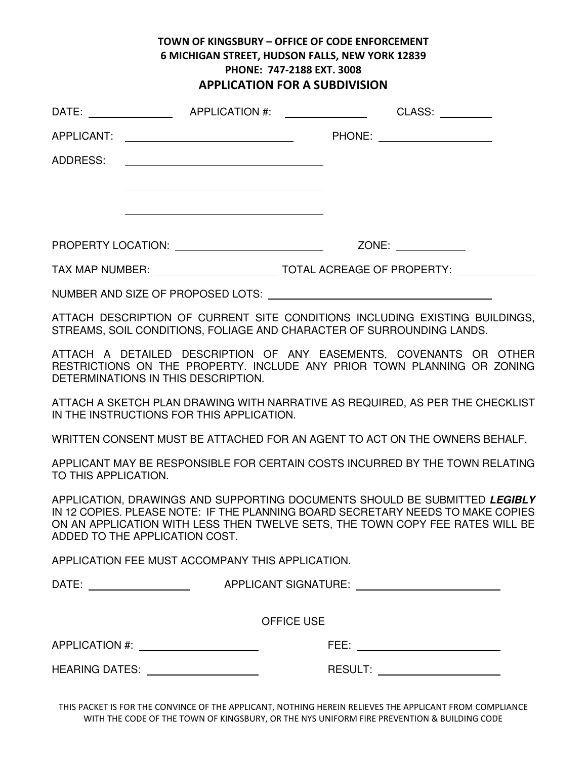**TOWN OF KINGSBURY – OFFICE OF CODE ENFORCEMENT**
**6 MICHIGAN STREET, HUDSON FALLS, NEW YORK 12839**
**PHONE: 747-2188 EXT. 3008**

# APPLICATION FOR A SUBDIVISION

DATE: ______________ APPLICATION #: ______________ CLASS: __________

APPLICANT: ______________________________ PHONE: ____________________

ADDRESS: ____________________________________

____________________________________

____________________________________

PROPERTY LOCATION: __________________________ ZONE: ____________

TAX MAP NUMBER: ______________________ TOTAL ACREAGE OF PROPERTY: ______________

NUMBER AND SIZE OF PROPOSED LOTS: ________________________________________

ATTACH DESCRIPTION OF CURRENT SITE CONDITIONS INCLUDING EXISTING BUILDINGS, STREAMS, SOIL CONDITIONS, FOLIAGE AND CHARACTER OF SURROUNDING LANDS.

ATTACH A DETAILED DESCRIPTION OF ANY EASEMENTS, COVENANTS OR OTHER RESTRICTIONS ON THE PROPERTY. INCLUDE ANY PRIOR TOWN PLANNING OR ZONING DETERMINATIONS IN THIS DESCRIPTION.

ATTACH A SKETCH PLAN DRAWING WITH NARRATIVE AS REQUIRED, AS PER THE CHECKLIST IN THE INSTRUCTIONS FOR THIS APPLICATION.

WRITTEN CONSENT MUST BE ATTACHED FOR AN AGENT TO ACT ON THE OWNERS BEHALF.

APPLICANT MAY BE RESPONSIBLE FOR CERTAIN COSTS INCURRED BY THE TOWN RELATING TO THIS APPLICATION.

APPLICATION, DRAWINGS AND SUPPORTING DOCUMENTS SHOULD BE SUBMITTED ***LEGIBLY*** IN 12 COPIES. PLEASE NOTE: IF THE PLANNING BOARD SECRETARY NEEDS TO MAKE COPIES ON AN APPLICATION WITH LESS THEN TWELVE SETS, THE TOWN COPY FEE RATES WILL BE ADDED TO THE APPLICATION COST.

APPLICATION FEE MUST ACCOMPANY THIS APPLICATION.

DATE: ________________ APPLICANT SIGNATURE: __________________________

OFFICE USE

APPLICATION #: ______________________ FEE: __________________________

HEARING DATES: ____________________ RESULT: ______________________

THIS PACKET IS FOR THE CONVINCE OF THE APPLICANT, NOTHING HEREIN RELIEVES THE APPLICANT FROM COMPLIANCE WITH THE CODE OF THE TOWN OF KINGSBURY, OR THE NYS UNIFORM FIRE PREVENTION & BUILDING CODE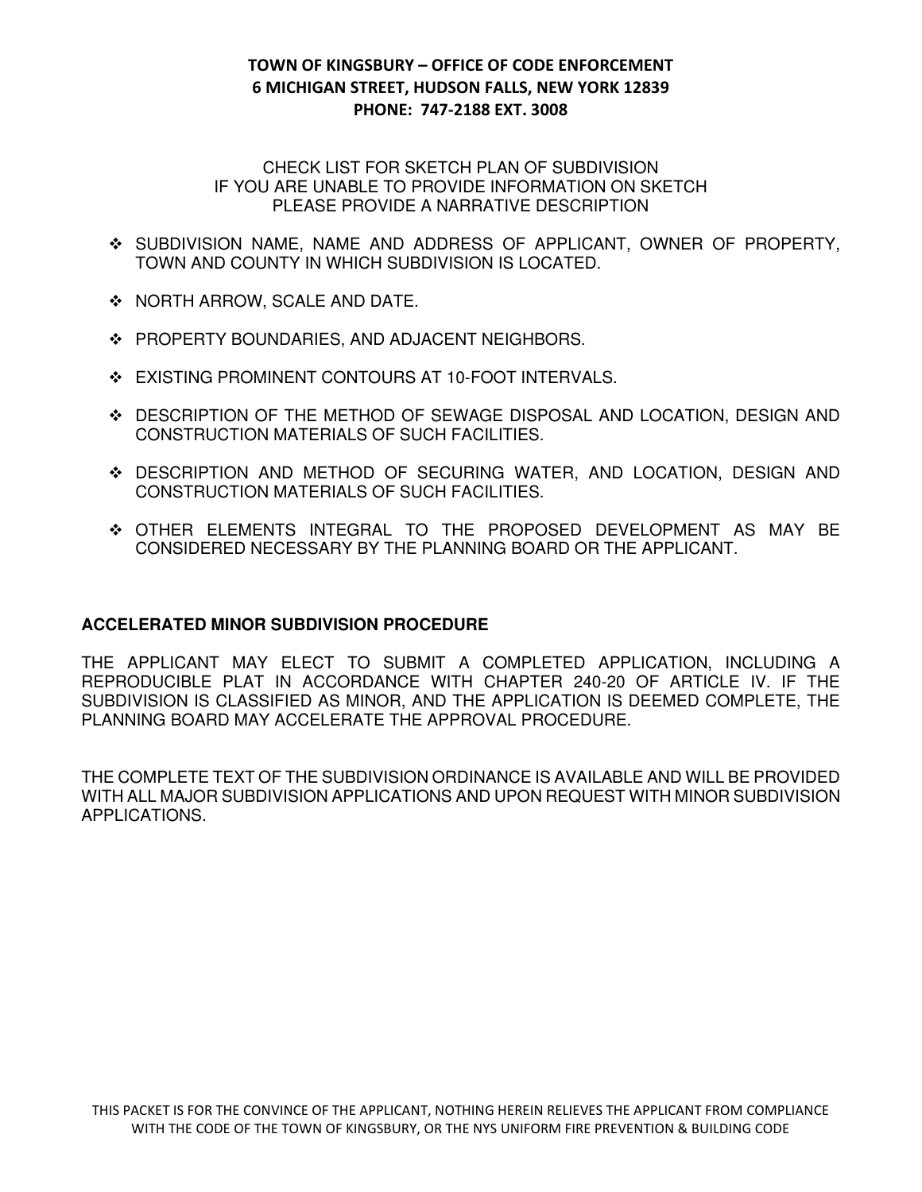**TOWN OF KINGSBURY – OFFICE OF CODE ENFORCEMENT**
**6 MICHIGAN STREET, HUDSON FALLS, NEW YORK 12839**
**PHONE: 747-2188 EXT. 3008**

CHECK LIST FOR SKETCH PLAN OF SUBDIVISION
IF YOU ARE UNABLE TO PROVIDE INFORMATION ON SKETCH
PLEASE PROVIDE A NARRATIVE DESCRIPTION

- SUBDIVISION NAME, NAME AND ADDRESS OF APPLICANT, OWNER OF PROPERTY, TOWN AND COUNTY IN WHICH SUBDIVISION IS LOCATED.
- NORTH ARROW, SCALE AND DATE.
- PROPERTY BOUNDARIES, AND ADJACENT NEIGHBORS.
- EXISTING PROMINENT CONTOURS AT 10-FOOT INTERVALS.
- DESCRIPTION OF THE METHOD OF SEWAGE DISPOSAL AND LOCATION, DESIGN AND CONSTRUCTION MATERIALS OF SUCH FACILITIES.
- DESCRIPTION AND METHOD OF SECURING WATER, AND LOCATION, DESIGN AND CONSTRUCTION MATERIALS OF SUCH FACILITIES.
- OTHER ELEMENTS INTEGRAL TO THE PROPOSED DEVELOPMENT AS MAY BE CONSIDERED NECESSARY BY THE PLANNING BOARD OR THE APPLICANT.

**ACCELERATED MINOR SUBDIVISION PROCEDURE**

THE APPLICANT MAY ELECT TO SUBMIT A COMPLETED APPLICATION, INCLUDING A REPRODUCIBLE PLAT IN ACCORDANCE WITH CHAPTER 240-20 OF ARTICLE IV. IF THE SUBDIVISION IS CLASSIFIED AS MINOR, AND THE APPLICATION IS DEEMED COMPLETE, THE PLANNING BOARD MAY ACCELERATE THE APPROVAL PROCEDURE.

THE COMPLETE TEXT OF THE SUBDIVISION ORDINANCE IS AVAILABLE AND WILL BE PROVIDED WITH ALL MAJOR SUBDIVISION APPLICATIONS AND UPON REQUEST WITH MINOR SUBDIVISION APPLICATIONS.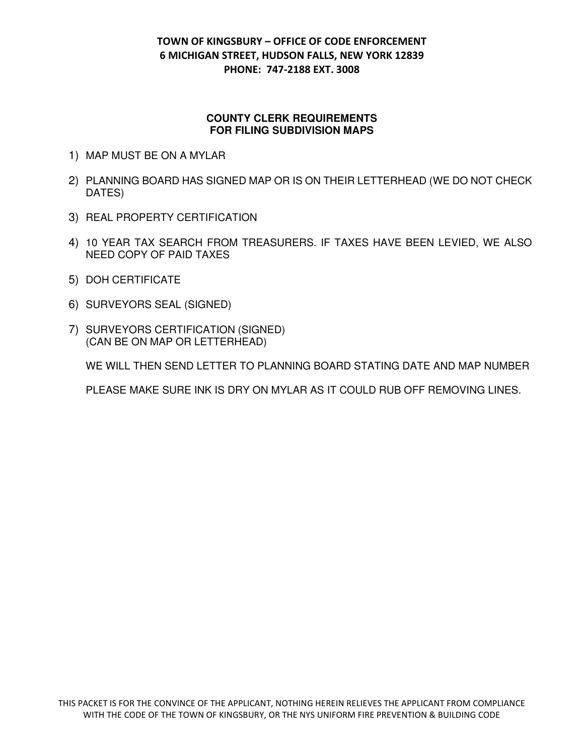**TOWN OF KINGSBURY – OFFICE OF CODE ENFORCEMENT**
**6 MICHIGAN STREET, HUDSON FALLS, NEW YORK 12839**
**PHONE: 747-2188 EXT. 3008**

## COUNTY CLERK REQUIREMENTS FOR FILING SUBDIVISION MAPS

1) MAP MUST BE ON A MYLAR
2) PLANNING BOARD HAS SIGNED MAP OR IS ON THEIR LETTERHEAD (WE DO NOT CHECK DATES)
3) REAL PROPERTY CERTIFICATION
4) 10 YEAR TAX SEARCH FROM TREASURERS. IF TAXES HAVE BEEN LEVIED, WE ALSO NEED COPY OF PAID TAXES
5) DOH CERTIFICATE
6) SURVEYORS SEAL (SIGNED)
7) SURVEYORS CERTIFICATION (SIGNED) (CAN BE ON MAP OR LETTERHEAD)

WE WILL THEN SEND LETTER TO PLANNING BOARD STATING DATE AND MAP NUMBER

PLEASE MAKE SURE INK IS DRY ON MYLAR AS IT COULD RUB OFF REMOVING LINES.

THIS PACKET IS FOR THE CONVINCE OF THE APPLICANT, NOTHING HEREIN RELIEVES THE APPLICANT FROM COMPLIANCE WITH THE CODE OF THE TOWN OF KINGSBURY, OR THE NYS UNIFORM FIRE PREVENTION & BUILDING CODE